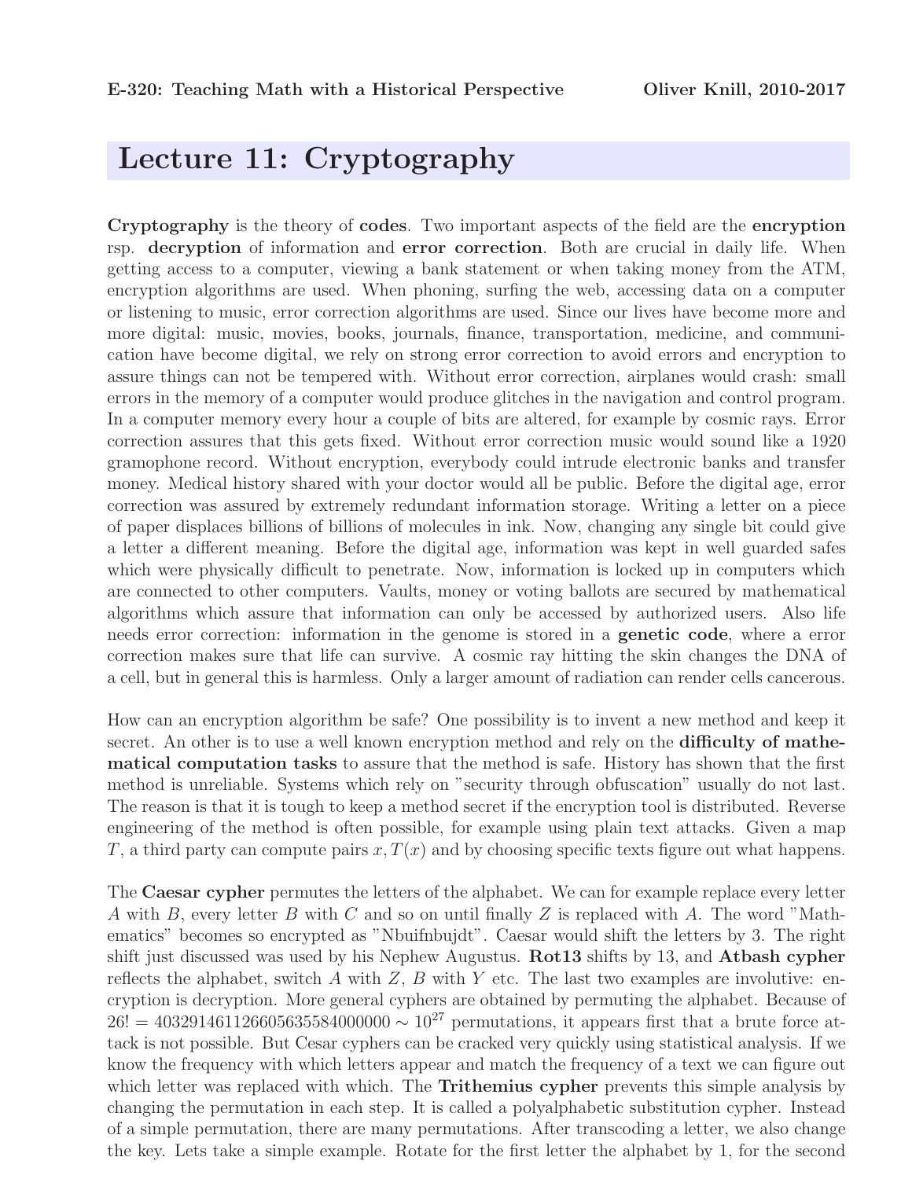# Lecture 11: Cryptography

**Cryptography** is the theory of **codes**. Two important aspects of the field are the **encryption** rsp. **decryption** of information and **error correction**. Both are crucial in daily life. When getting access to a computer, viewing a bank statement or when taking money from the ATM, encryption algorithms are used. When phoning, surfing the web, accessing data on a computer or listening to music, error correction algorithms are used. Since our lives have become more and more digital: music, movies, books, journals, finance, transportation, medicine, and communication have become digital, we rely on strong error correction to avoid errors and encryption to assure things can not be tempered with. Without error correction, airplanes would crash: small errors in the memory of a computer would produce glitches in the navigation and control program. In a computer memory every hour a couple of bits are altered, for example by cosmic rays. Error correction assures that this gets fixed. Without error correction music would sound like a 1920 gramophone record. Without encryption, everybody could intrude electronic banks and transfer money. Medical history shared with your doctor would all be public. Before the digital age, error correction was assured by extremely redundant information storage. Writing a letter on a piece of paper displaces billions of billions of molecules in ink. Now, changing any single bit could give a letter a different meaning. Before the digital age, information was kept in well guarded safes which were physically difficult to penetrate. Now, information is locked up in computers which are connected to other computers. Vaults, money or voting ballots are secured by mathematical algorithms which assure that information can only be accessed by authorized users. Also life needs error correction: information in the genome is stored in a **genetic code**, where a error correction makes sure that life can survive. A cosmic ray hitting the skin changes the DNA of a cell, but in general this is harmless. Only a larger amount of radiation can render cells cancerous.

How can an encryption algorithm be safe? One possibility is to invent a new method and keep it secret. An other is to use a well known encryption method and rely on the **difficulty of mathematical computation tasks** to assure that the method is safe. History has shown that the first method is unreliable. Systems which rely on "security through obfuscation" usually do not last. The reason is that it is tough to keep a method secret if the encryption tool is distributed. Reverse engineering of the method is often possible, for example using plain text attacks. Given a map $T$, a third party can compute pairs $x, T(x)$ and by choosing specific texts figure out what happens.

The **Caesar cypher** permutes the letters of the alphabet. We can for example replace every letter $A$ with $B$, every letter $B$ with $C$ and so on until finally $Z$ is replaced with $A$. The word "Mathematics" becomes so encrypted as "Nbuifnbujdt". Caesar would shift the letters by 3. The right shift just discussed was used by his Nephew Augustus. **Rot13** shifts by 13, and **Atbash cypher** reflects the alphabet, switch $A$ with $Z$, $B$ with $Y$ etc. The last two examples are involutive: encryption is decryption. More general cyphers are obtained by permuting the alphabet. Because of $26! = 403291461126605635584000000 \sim 10^{27}$ permutations, it appears first that a brute force attack is not possible. But Cesar cyphers can be cracked very quickly using statistical analysis. If we know the frequency with which letters appear and match the frequency of a text we can figure out which letter was replaced with which. The **Trithemius cypher** prevents this simple analysis by changing the permutation in each step. It is called a polyalphabetic substitution cypher. Instead of a simple permutation, there are many permutations. After transcoding a letter, we also change the key. Lets take a simple example. Rotate for the first letter the alphabet by 1, for the second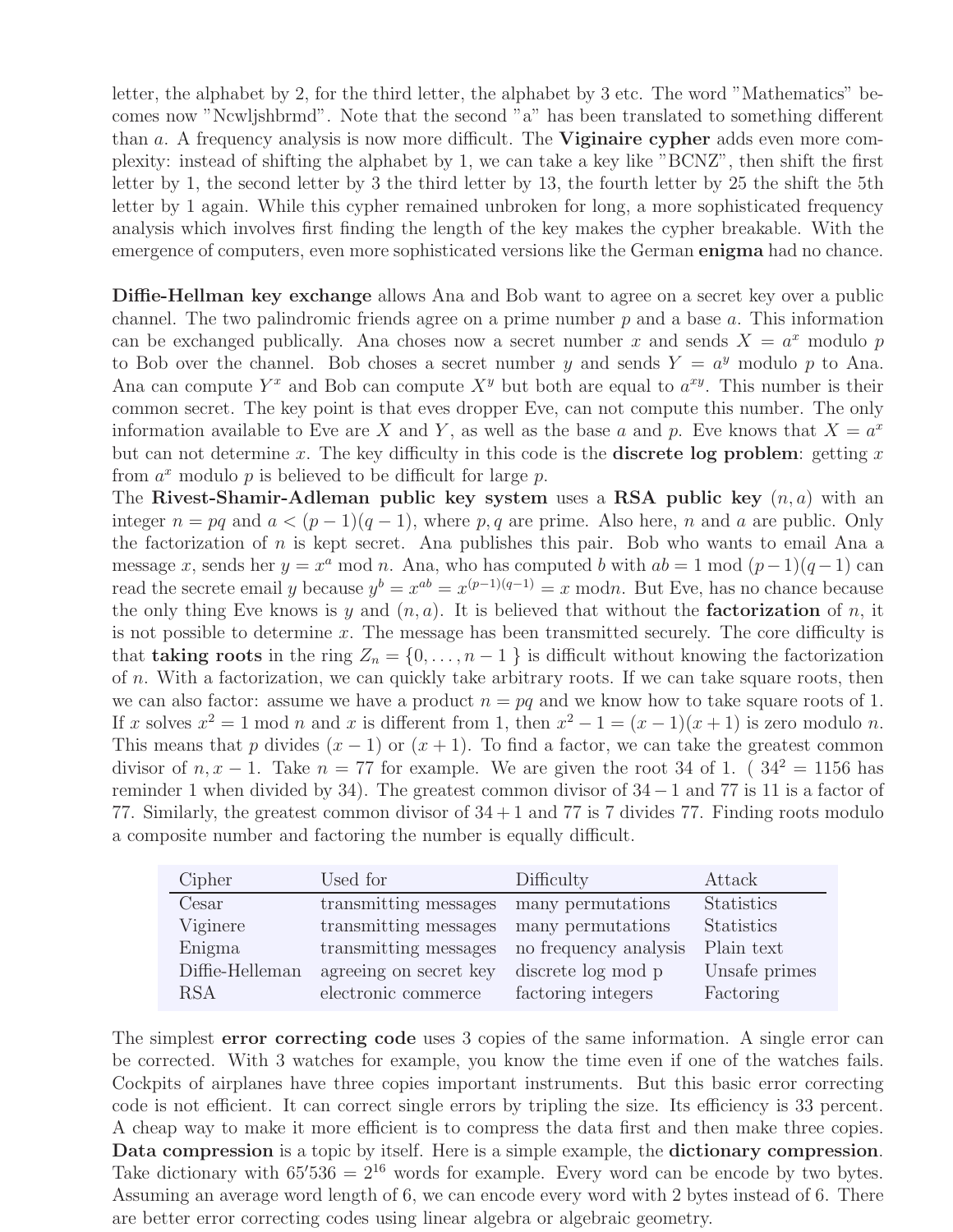letter, the alphabet by 2, for the third letter, the alphabet by 3 etc. The word "Mathematics" becomes now "Ncwljshbrmd". Note that the second "a" has been translated to something different than $a$. A frequency analysis is now more difficult. The **Viginaire cypher** adds even more complexity: instead of shifting the alphabet by 1, we can take a key like "BCNZ", then shift the first letter by 1, the second letter by 3 the third letter by 13, the fourth letter by 25 the shift the 5th letter by 1 again. While this cypher remained unbroken for long, a more sophisticated frequency analysis which involves first finding the length of the key makes the cypher breakable. With the emergence of computers, even more sophisticated versions like the German **enigma** had no chance.

**Diffie-Hellman key exchange** allows Ana and Bob want to agree on a secret key over a public channel. The two palindromic friends agree on a prime number $p$ and a base $a$. This information can be exchanged publically. Ana choses now a secret number $x$ and sends $X = a^x$ modulo $p$ to Bob over the channel. Bob choses a secret number $y$ and sends $Y = a^y$ modulo $p$ to Ana. Ana can compute $Y^x$ and Bob can compute $X^y$ but both are equal to $a^{xy}$. This number is their common secret. The key point is that eves dropper Eve, can not compute this number. The only information available to Eve are $X$ and $Y$, as well as the base $a$ and $p$. Eve knows that $X = a^x$ but can not determine $x$. The key difficulty in this code is the **discrete log problem**: getting $x$ from $a^x$ modulo $p$ is believed to be difficult for large $p$.
The **Rivest-Shamir-Adleman public key system** uses a **RSA public key** $(n, a)$ with an integer $n = pq$ and $a < (p-1)(q-1)$, where $p, q$ are prime. Also here, $n$ and $a$ are public. Only the factorization of $n$ is kept secret. Ana publishes this pair. Bob who wants to email Ana a message $x$, sends her $y = x^a \bmod n$. Ana, who has computed $b$ with $ab = 1 \bmod (p-1)(q-1)$ can read the secrete email $y$ because $y^b = x^{ab} = x^{(p-1)(q-1)} = x \bmod n$. But Eve, has no chance because the only thing Eve knows is $y$ and $(n, a)$. It is believed that without the **factorization** of $n$, it is not possible to determine $x$. The message has been transmitted securely. The core difficulty is that **taking roots** in the ring $Z_n = \{0, \dots, n-1\}$ is difficult without knowing the factorization of $n$. With a factorization, we can quickly take arbitrary roots. If we can take square roots, then we can also factor: assume we have a product $n = pq$ and we know how to take square roots of 1. If $x$ solves $x^2 = 1 \bmod n$ and $x$ is different from 1, then $x^2 - 1 = (x-1)(x+1)$ is zero modulo $n$. This means that $p$ divides $(x-1)$ or $(x+1)$. To find a factor, we can take the greatest common divisor of $n, x-1$. Take $n = 77$ for example. We are given the root 34 of 1. ( $34^2 = 1156$ has reminder 1 when divided by 34). The greatest common divisor of $34-1$ and 77 is 11 is a factor of 77. Similarly, the greatest common divisor of $34+1$ and 77 is 7 divides 77. Finding roots modulo a composite number and factoring the number is equally difficult.

| Cipher | Used for | Difficulty | Attack |
|---|---|---|---|
| Cesar | transmitting messages | many permutations | Statistics |
| Viginere | transmitting messages | many permutations | Statistics |
| Enigma | transmitting messages | no frequency analysis | Plain text |
| Diffie-Helleman | agreeing on secret key | discrete log mod p | Unsafe primes |
| RSA | electronic commerce | factoring integers | Factoring |

The simplest **error correcting code** uses 3 copies of the same information. A single error can be corrected. With 3 watches for example, you know the time even if one of the watches fails. Cockpits of airplanes have three copies important instruments. But this basic error correcting code is not efficient. It can correct single errors by tripling the size. Its efficiency is 33 percent. A cheap way to make it more efficient is to compress the data first and then make three copies. **Data compression** is a topic by itself. Here is a simple example, the **dictionary compression**. Take dictionary with $65'536 = 2^{16}$ words for example. Every word can be encode by two bytes. Assuming an average word length of 6, we can encode every word with 2 bytes instead of 6. There are better error correcting codes using linear algebra or algebraic geometry.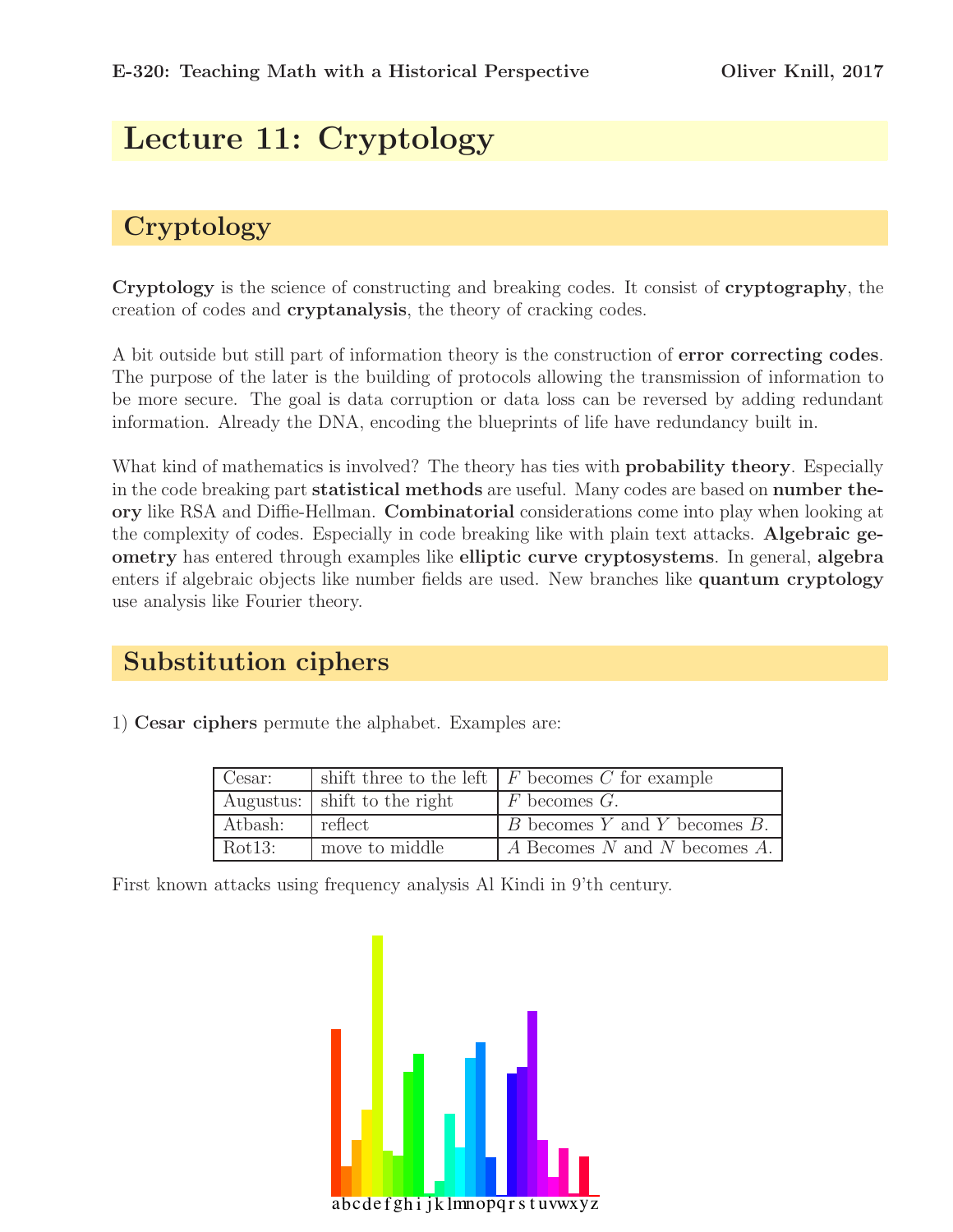# Lecture 11: Cryptology

## Cryptology

**Cryptology** is the science of constructing and breaking codes. It consist of **cryptography**, the creation of codes and **cryptanalysis**, the theory of cracking codes.

A bit outside but still part of information theory is the construction of **error correcting codes**. The purpose of the later is the building of protocols allowing the transmission of information to be more secure. The goal is data corruption or data loss can be reversed by adding redundant information. Already the DNA, encoding the blueprints of life have redundancy built in.

What kind of mathematics is involved? The theory has ties with **probability theory**. Especially in the code breaking part **statistical methods** are useful. Many codes are based on **number theory** like RSA and Diffie-Hellman. **Combinatorial** considerations come into play when looking at the complexity of codes. Especially in code breaking like with plain text attacks. **Algebraic geometry** has entered through examples like **elliptic curve cryptosystems**. In general, **algebra** enters if algebraic objects like number fields are used. New branches like **quantum cryptology** use analysis like Fourier theory.

## Substitution ciphers

1) **Cesar ciphers** permute the alphabet. Examples are:

| | | |
|---|---|---|
| Cesar: | shift three to the left | $F$ becomes $C$ for example |
| Augustus: | shift to the right | $F$ becomes $G$. |
| Atbash: | reflect | $B$ becomes $Y$ and $Y$ becomes $B$. |
| Rot13: | move to middle | $A$ Becomes $N$ and $N$ becomes $A$. |

First known attacks using frequency analysis Al Kindi in 9'th century.

a b c d e f g h i j k l m n o p q r s t u v w x y z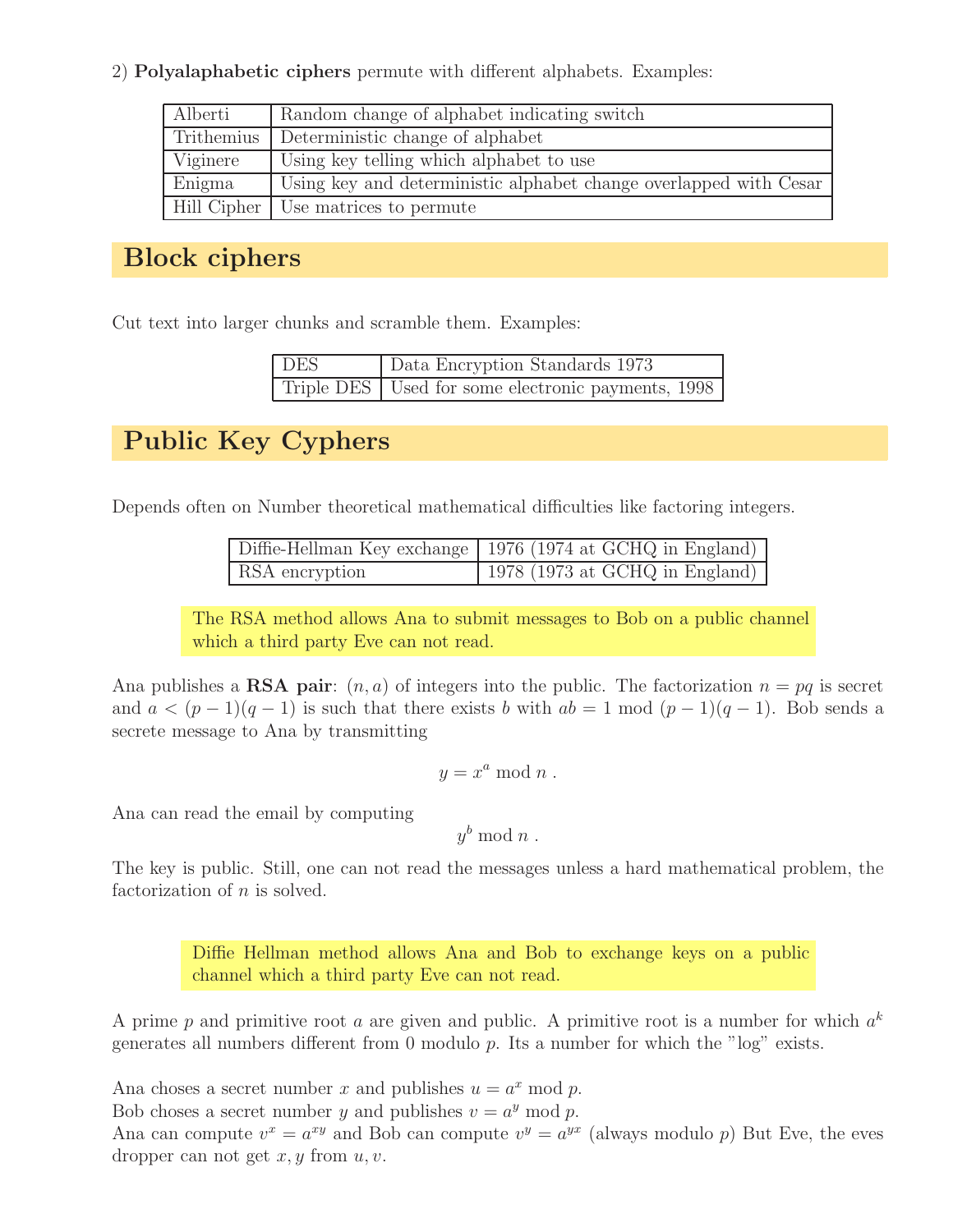2) **Polyalaphabetic ciphers** permute with different alphabets. Examples:

| | |
|---|---|
| Alberti | Random change of alphabet indicating switch |
| Trithemius | Deterministic change of alphabet |
| Viginere | Using key telling which alphabet to use |
| Enigma | Using key and deterministic alphabet change overlapped with Cesar |
| Hill Cipher | Use matrices to permute |

## Block ciphers

Cut text into larger chunks and scramble them. Examples:

| | |
|---|---|
| DES | Data Encryption Standards 1973 |
| Triple DES | Used for some electronic payments, 1998 |

## Public Key Cyphers

Depends often on Number theoretical mathematical difficulties like factoring integers.

| | |
|---|---|
| Diffie-Hellman Key exchange | 1976 (1974 at GCHQ in England) |
| RSA encryption | 1978 (1973 at GCHQ in England) |

The RSA method allows Ana to submit messages to Bob on a public channel which a third party Eve can not read.

Ana publishes a **RSA pair**: $(n, a)$ of integers into the public. The factorization $n = pq$ is secret and $a < (p-1)(q-1)$ is such that there exists $b$ with $ab = 1 \bmod (p-1)(q-1)$. Bob sends a secrete message to Ana by transmitting

$$y = x^a \bmod n \ .$$

Ana can read the email by computing

$$y^b \bmod n \ .$$

The key is public. Still, one can not read the messages unless a hard mathematical problem, the factorization of $n$ is solved.

Diffie Hellman method allows Ana and Bob to exchange keys on a public channel which a third party Eve can not read.

A prime $p$ and primitive root $a$ are given and public. A primitive root is a number for which $a^k$ generates all numbers different from 0 modulo $p$. Its a number for which the "log" exists.

Ana choses a secret number $x$ and publishes $u = a^x \bmod p$.
Bob choses a secret number $y$ and publishes $v = a^y \bmod p$.
Ana can compute $v^x = a^{xy}$ and Bob can compute $v^y = a^{yx}$ (always modulo $p$) But Eve, the eves dropper can not get $x, y$ from $u, v$.